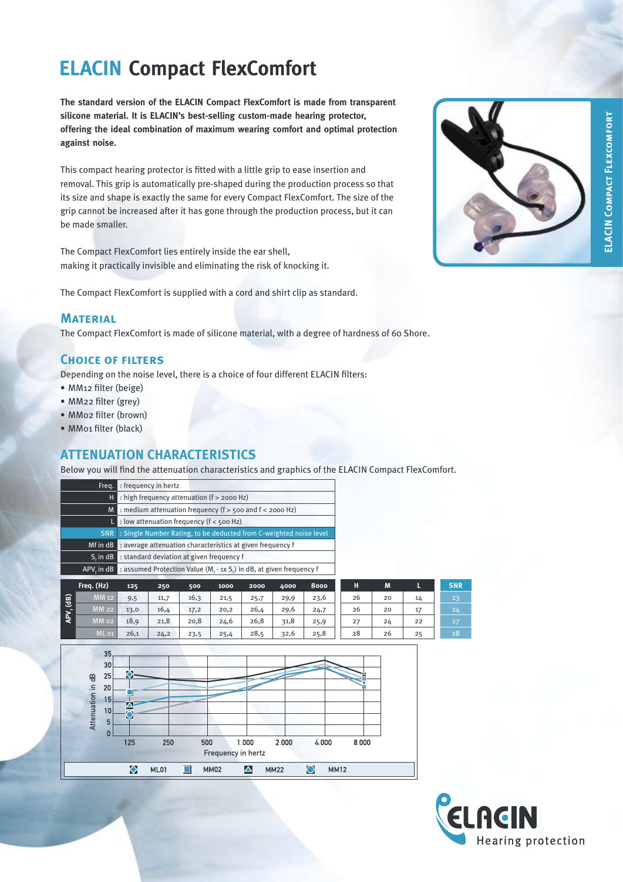# ELACIN Compact FlexComfort

**The standard version of the ELACIN Compact FlexComfort is made from transparent silicone material. It is ELACIN's best-selling custom-made hearing protector, offering the ideal combination of maximum wearing comfort and optimal protection against noise.**

This compact hearing protector is fitted with a little grip to ease insertion and removal. This grip is automatically pre-shaped during the production process so that its size and shape is exactly the same for every Compact FlexComfort. The size of the grip cannot be increased after it has gone through the production process, but it can be made smaller.

The Compact FlexComfort lies entirely inside the ear shell, making it practically invisible and eliminating the risk of knocking it.

The Compact FlexComfort is supplied with a cord and shirt clip as standard.

## Material

The Compact FlexComfort is made of silicone material, with a degree of hardness of 60 Shore.

## Choice of filters

Depending on the noise level, there is a choice of four different ELACIN filters:

- MM12 filter (beige)
- MM22 filter (grey)
- MM02 filter (brown)
- MM01 filter (black)

## ATTENUATION CHARACTERISTICS

Below you will find the attenuation characteristics and graphics of the ELACIN Compact FlexComfort.

| | |
|---|---|
| Freq. | : frequency in hertz |
| H | : high frequency attenuation (f > 2000 Hz) |
| M | : medium attenuation frequency (f > 500 and f < 2000 Hz) |
| L | : low attenuation frequency (f < 500 Hz) |
| SNR | : Single Number Rating, to be deducted from C-weighted noise level |
| Mf in dB | : average attenuation characteristics at given frequency f |
| $S_f$ in dB | : standard deviation at given frequency f |
| $APV_f$ in dB | : assumed Protection Value ($M_f$ - 1x $S_f$) in dB, at given frequency f |

| | Freq. (Hz) | 125 | 250 | 500 | 1000 | 2000 | 4000 | 8000 | H | M | L | SNR |
|---|---|---|---|---|---|---|---|---|---|---|---|---|
| $APV_f$ (dB) | MM 12 | 9,5 | 11,7 | 16,3 | 21,5 | 25,7 | 29,9 | 23,6 | 26 | 20 | 14 | 23 |
| | MM 22 | 13,0 | 16,4 | 17,2 | 20,2 | 26,4 | 29,6 | 24,7 | 26 | 20 | 17 | 24 |
| | MM 02 | 18,9 | 21,8 | 20,8 | 24,6 | 26,8 | 31,8 | 25,9 | 27 | 24 | 22 | 27 |
| | ML 01 | 26,1 | 24,2 | 23,5 | 25,4 | 28,5 | 32,6 | 25,8 | 28 | 26 | 25 | 28 |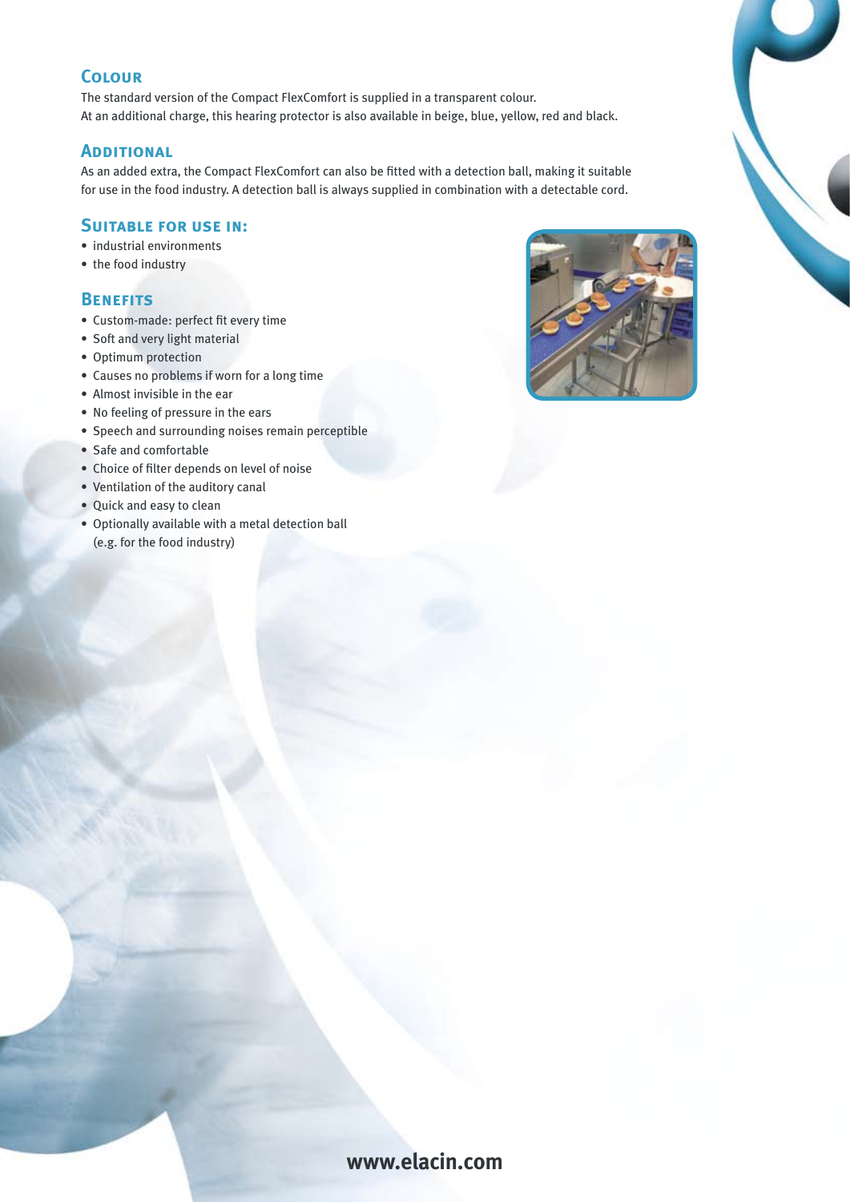## Colour

The standard version of the Compact FlexComfort is supplied in a transparent colour.
At an additional charge, this hearing protector is also available in beige, blue, yellow, red and black.

## Additional

As an added extra, the Compact FlexComfort can also be fitted with a detection ball, making it suitable for use in the food industry. A detection ball is always supplied in combination with a detectable cord.

## Suitable for use in:

- industrial environments
- the food industry

## Benefits

- Custom-made: perfect fit every time
- Soft and very light material
- Optimum protection
- Causes no problems if worn for a long time
- Almost invisible in the ear
- No feeling of pressure in the ears
- Speech and surrounding noises remain perceptible
- Safe and comfortable
- Choice of filter depends on level of noise
- Ventilation of the auditory canal
- Quick and easy to clean
- Optionally available with a metal detection ball (e.g. for the food industry)

**www.elacin.com**